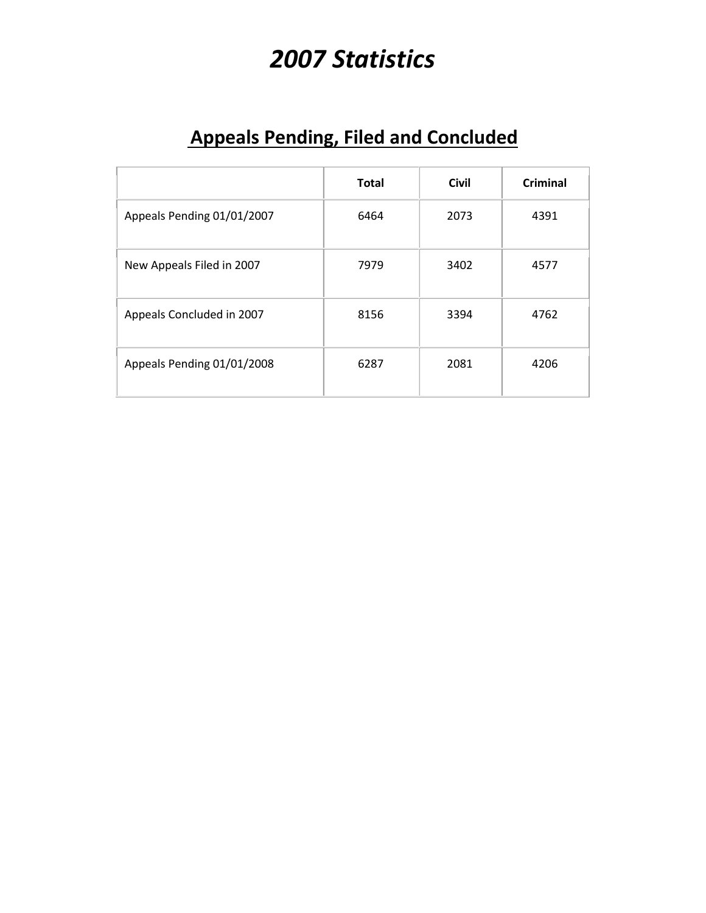# *2007 Statistics*

## Appeals Pending, Filed and Concluded

| | Total | Civil | Criminal |
|---|---|---|---|
| Appeals Pending 01/01/2007 | 6464 | 2073 | 4391 |
| New Appeals Filed in 2007 | 7979 | 3402 | 4577 |
| Appeals Concluded in 2007 | 8156 | 3394 | 4762 |
| Appeals Pending 01/01/2008 | 6287 | 2081 | 4206 |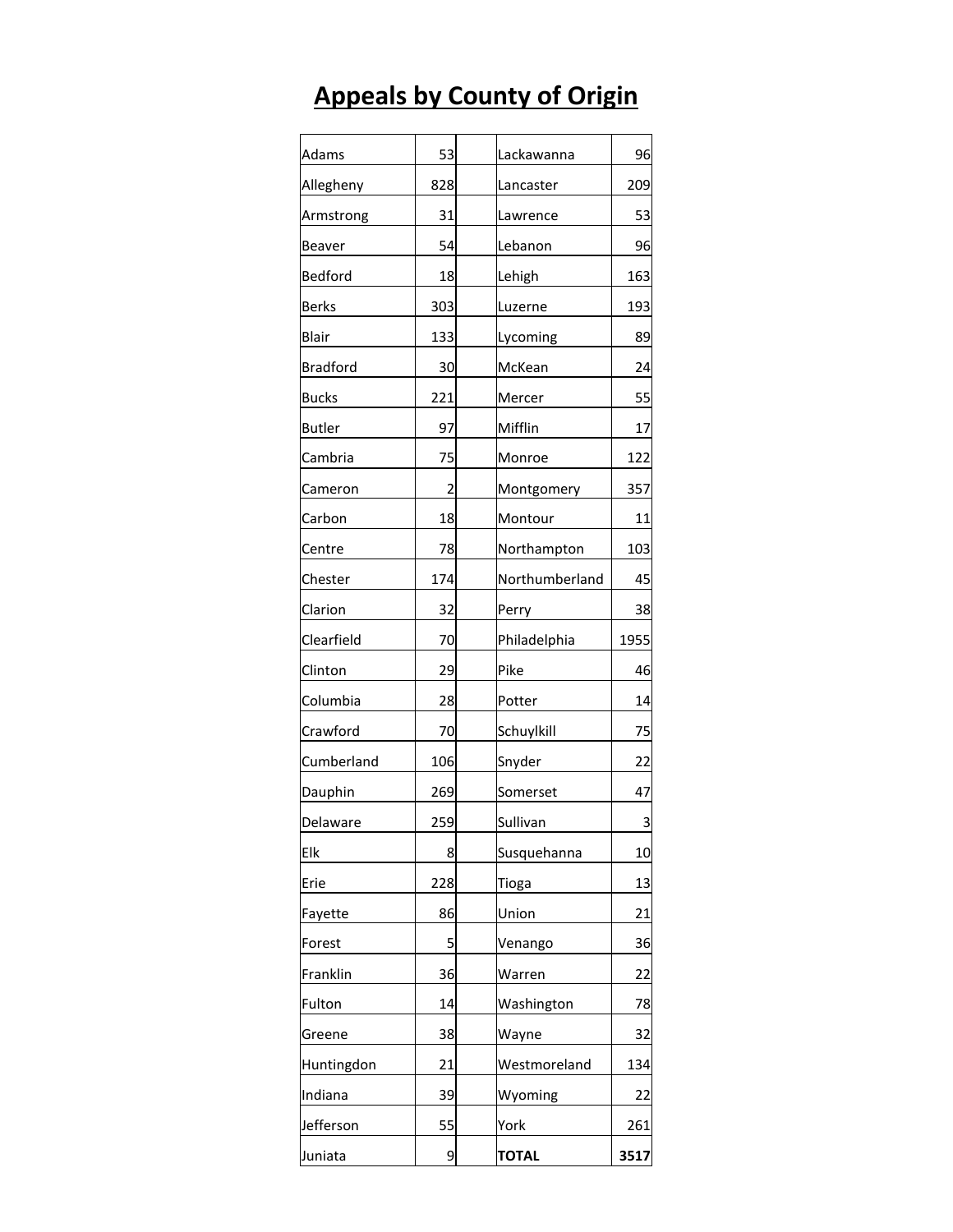# Appeals by County of Origin

| County | Appeals | | County | Appeals |
|---|---|---|---|---|
| Adams | 53 | | Lackawanna | 96 |
| Allegheny | 828 | | Lancaster | 209 |
| Armstrong | 31 | | Lawrence | 53 |
| Beaver | 54 | | Lebanon | 96 |
| Bedford | 18 | | Lehigh | 163 |
| Berks | 303 | | Luzerne | 193 |
| Blair | 133 | | Lycoming | 89 |
| Bradford | 30 | | McKean | 24 |
| Bucks | 221 | | Mercer | 55 |
| Butler | 97 | | Mifflin | 17 |
| Cambria | 75 | | Monroe | 122 |
| Cameron | 2 | | Montgomery | 357 |
| Carbon | 18 | | Montour | 11 |
| Centre | 78 | | Northampton | 103 |
| Chester | 174 | | Northumberland | 45 |
| Clarion | 32 | | Perry | 38 |
| Clearfield | 70 | | Philadelphia | 1955 |
| Clinton | 29 | | Pike | 46 |
| Columbia | 28 | | Potter | 14 |
| Crawford | 70 | | Schuylkill | 75 |
| Cumberland | 106 | | Snyder | 22 |
| Dauphin | 269 | | Somerset | 47 |
| Delaware | 259 | | Sullivan | 3 |
| Elk | 8 | | Susquehanna | 10 |
| Erie | 228 | | Tioga | 13 |
| Fayette | 86 | | Union | 21 |
| Forest | 5 | | Venango | 36 |
| Franklin | 36 | | Warren | 22 |
| Fulton | 14 | | Washington | 78 |
| Greene | 38 | | Wayne | 32 |
| Huntingdon | 21 | | Westmoreland | 134 |
| Indiana | 39 | | Wyoming | 22 |
| Jefferson | 55 | | York | 261 |
| Juniata | 9 | | **TOTAL** | **3517** |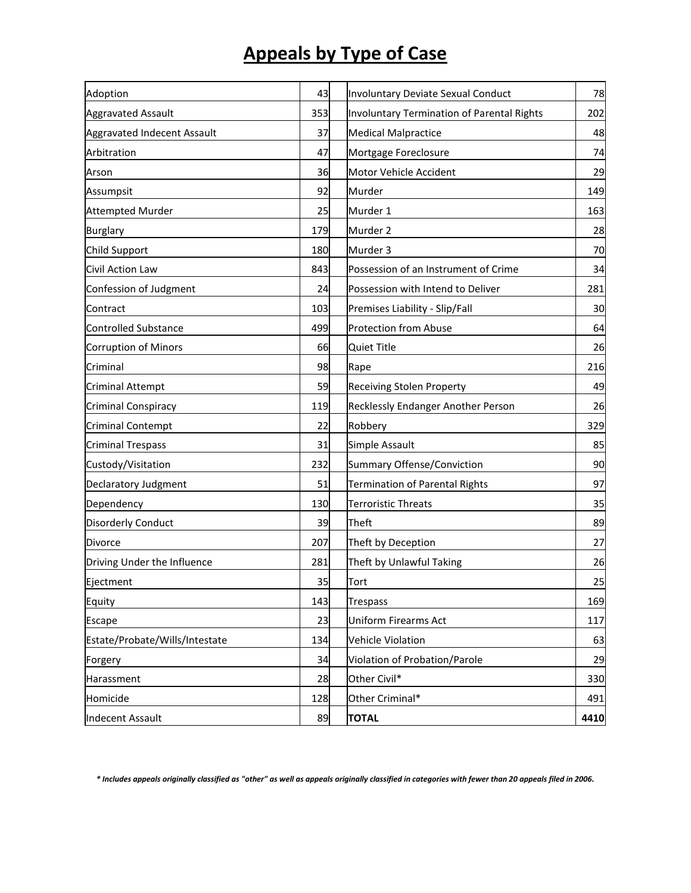# Appeals by Type of Case

| Type of Case | Count | | Type of Case | Count |
|---|---|---|---|---|
| Adoption | 43 | | Involuntary Deviate Sexual Conduct | 78 |
| Aggravated Assault | 353 | | Involuntary Termination of Parental Rights | 202 |
| Aggravated Indecent Assault | 37 | | Medical Malpractice | 48 |
| Arbitration | 47 | | Mortgage Foreclosure | 74 |
| Arson | 36 | | Motor Vehicle Accident | 29 |
| Assumpsit | 92 | | Murder | 149 |
| Attempted Murder | 25 | | Murder 1 | 163 |
| Burglary | 179 | | Murder 2 | 28 |
| Child Support | 180 | | Murder 3 | 70 |
| Civil Action Law | 843 | | Possession of an Instrument of Crime | 34 |
| Confession of Judgment | 24 | | Possession with Intend to Deliver | 281 |
| Contract | 103 | | Premises Liability - Slip/Fall | 30 |
| Controlled Substance | 499 | | Protection from Abuse | 64 |
| Corruption of Minors | 66 | | Quiet Title | 26 |
| Criminal | 98 | | Rape | 216 |
| Criminal Attempt | 59 | | Receiving Stolen Property | 49 |
| Criminal Conspiracy | 119 | | Recklessly Endanger Another Person | 26 |
| Criminal Contempt | 22 | | Robbery | 329 |
| Criminal Trespass | 31 | | Simple Assault | 85 |
| Custody/Visitation | 232 | | Summary Offense/Conviction | 90 |
| Declaratory Judgment | 51 | | Termination of Parental Rights | 97 |
| Dependency | 130 | | Terroristic Threats | 35 |
| Disorderly Conduct | 39 | | Theft | 89 |
| Divorce | 207 | | Theft by Deception | 27 |
| Driving Under the Influence | 281 | | Theft by Unlawful Taking | 26 |
| Ejectment | 35 | | Tort | 25 |
| Equity | 143 | | Trespass | 169 |
| Escape | 23 | | Uniform Firearms Act | 117 |
| Estate/Probate/Wills/Intestate | 134 | | Vehicle Violation | 63 |
| Forgery | 34 | | Violation of Probation/Parole | 29 |
| Harassment | 28 | | Other Civil* | 330 |
| Homicide | 128 | | Other Criminal* | 491 |
| Indecent Assault | 89 | | **TOTAL** | **4410** |

***** Includes appeals originally classified as "other" as well as appeals originally classified in categories with fewer than 20 appeals filed in 2006.*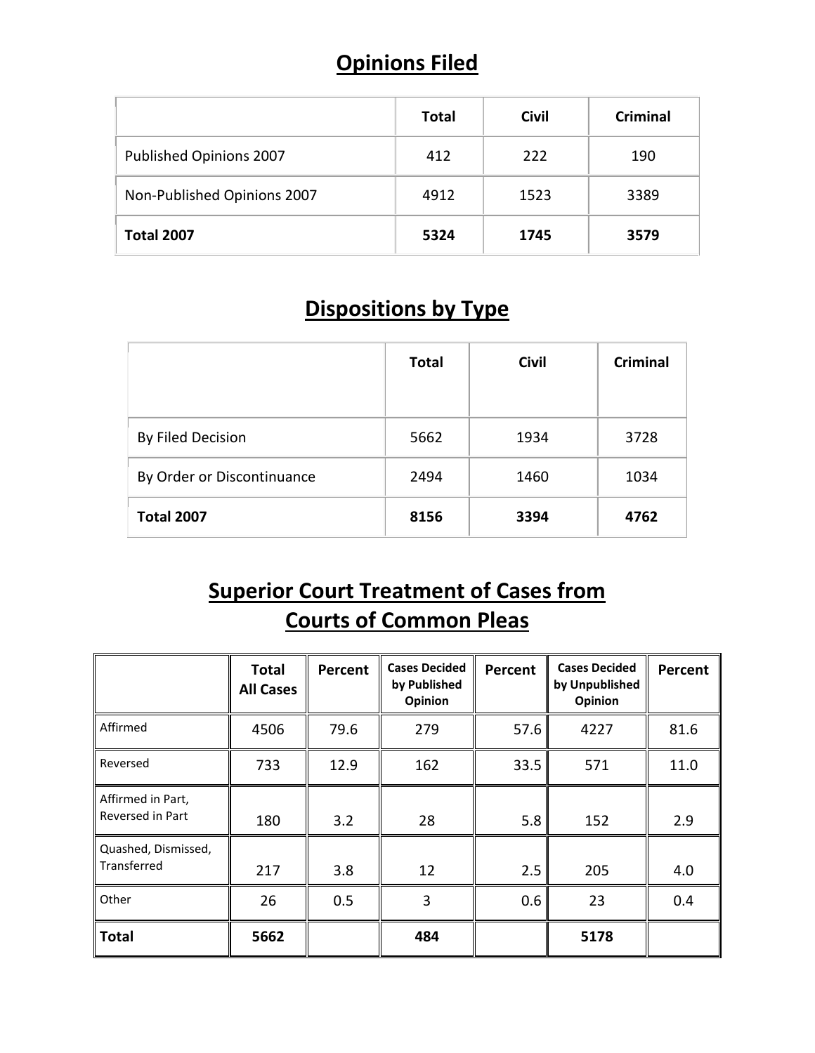## Opinions Filed

| | Total | Civil | Criminal |
|---|---|---|---|
| Published Opinions 2007 | 412 | 222 | 190 |
| Non-Published Opinions 2007 | 4912 | 1523 | 3389 |
| **Total 2007** | **5324** | **1745** | **3579** |

## Dispositions by Type

| | Total | Civil | Criminal |
|---|---|---|---|
| By Filed Decision | 5662 | 1934 | 3728 |
| By Order or Discontinuance | 2494 | 1460 | 1034 |
| **Total 2007** | **8156** | **3394** | **4762** |

## Superior Court Treatment of Cases from Courts of Common Pleas

| | Total All Cases | Percent | Cases Decided by Published Opinion | Percent | Cases Decided by Unpublished Opinion | Percent |
|---|---|---|---|---|---|---|
| Affirmed | 4506 | 79.6 | 279 | 57.6 | 4227 | 81.6 |
| Reversed | 733 | 12.9 | 162 | 33.5 | 571 | 11.0 |
| Affirmed in Part, Reversed in Part | 180 | 3.2 | 28 | 5.8 | 152 | 2.9 |
| Quashed, Dismissed, Transferred | 217 | 3.8 | 12 | 2.5 | 205 | 4.0 |
| Other | 26 | 0.5 | 3 | 0.6 | 23 | 0.4 |
| **Total** | **5662** | | **484** | | **5178** | |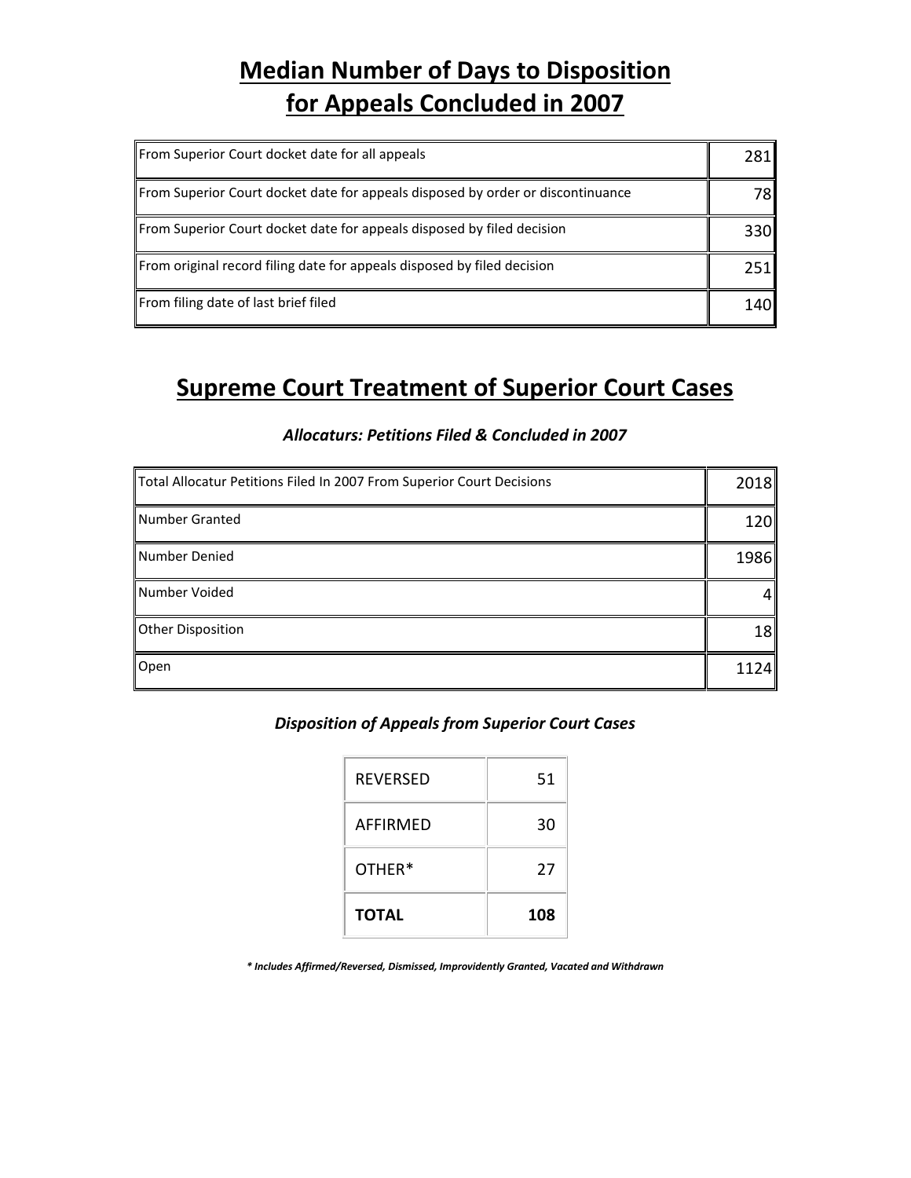# Median Number of Days to Disposition for Appeals Concluded in 2007

| | |
|---|---|
| From Superior Court docket date for all appeals | 281 |
| From Superior Court docket date for appeals disposed by order or discontinuance | 78 |
| From Superior Court docket date for appeals disposed by filed decision | 330 |
| From original record filing date for appeals disposed by filed decision | 251 |
| From filing date of last brief filed | 140 |

# Supreme Court Treatment of Superior Court Cases

### *Allocaturs: Petitions Filed & Concluded in 2007*

| | |
|---|---|
| Total Allocatur Petitions Filed In 2007 From Superior Court Decisions | 2018 |
| Number Granted | 120 |
| Number Denied | 1986 |
| Number Voided | 4 |
| Other Disposition | 18 |
| Open | 1124 |

### *Disposition of Appeals from Superior Court Cases*

| | |
|---|---|
| REVERSED | 51 |
| AFFIRMED | 30 |
| OTHER* | 27 |
| **TOTAL** | **108** |

***** Includes Affirmed/Reversed, Dismissed, Improvidently Granted, Vacated and Withdrawn***